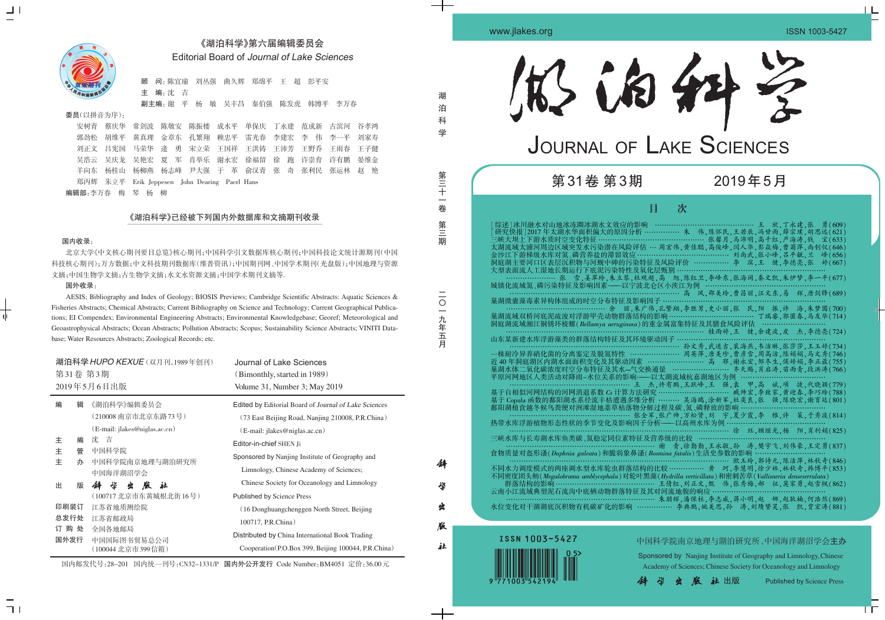# 《湖泊科学》第六届编辑委员会

## Editorial Board of *Journal of Lake Sciences*

顾　问：陈宜瑜　刘丛强　曲久辉　郑绵平　王　超　彭平安

主　编：沈　吉

副主编：谢　平　杨　敏　吴丰昌　秦伯强　陈发虎　韩博平　李万春

委员（以拼音为序）：

安树青　蔡庆华　常剑波　陈敬安　陈振楼　成水平　单保庆　丁永建　范成新　古滨河　谷孝鸿　郭劲松　胡维平　黄真理　金章东　孔繁翔　赖忠平　雷光春　李建宏　李　伟　李一平　刘家寿　刘正文　吕宪国　马荣华　逄　勇　宋立荣　王国祥　王洪铸　王沛芳　王野乔　王雨春　王子健　吴浩云　吴庆龙　吴艳宏　夏　军　肖举乐　谢永宏　徐福留　徐　跑　许崇育　许有鹏　晏维金　羊向东　杨桂山　杨柳燕　杨志峰　尹大强　于　革　俞汉青　张　奇　张利民　张运林　赵　艳　郑丙辉　朱立平　Erik Jeppesen　John Dearing　Paerl Hans

编辑部：李万春　梅　琴　杨　柳

## 《湖泊科学》已经被下列国内外数据库和文摘期刊收录

国内收录：

北京大学《中文核心期刊要目总览》核心期刊；中国科学引文数据库核心期刊；中国科技论文统计源期刊（中国科技核心期刊）；万方数据；中文科技期刊数据库（维普资讯）；中国期刊网、中国学术期刊（光盘版）；中国地理与资源文摘；中国生物学文摘；古生物学文摘；水文水资源文摘；中国学术期刊文摘等.

国外收录：

AESIS; Bibliography and Index of Geology; BIOSIS Previews; Cambridge Scientific Abstracts: Aquatic Sciences & Fisheries Abstracts; Chemical Abstracts; Current Bibliography on Science and Technology; Current Geographical Publications; EI Compendex; Environmental Engineering Abstracts; Environmental Knowledgebase; Georef; Meteorological and Geoastrophysical Abstracts; Ocean Abstracts; Pollution Abstracts; Scopus; Sustainability Science Abstracts; VINITI Database; Water Resources Abstracts; Zoological Records; etc.

| 湖泊科学 *HUPO KEXUE*（双月刊，1989年创刊） | Journal of Lake Sciences |
|---|---|
| 第31卷　第3期 | （Bimonthly, started in 1989） |
| 2019年5月6日出版 | Volume 31, Number 3; May 2019 |

| | | |
|---|---|---|
| 编　辑 | 《湖泊科学》编辑委员会（210008 南京市北京东路73号）（E-mail: jlakes@niglas.ac.cn） | Edited by Editorial Board of *Journal of Lake Sciences* (73 East Beijing Road, Nanjing 210008, P.R.China) (E-mail: jlakes@niglas.ac.cn) |
| 主　编 | 沈　吉 | Editor-in-chief SHEN Ji |
| 主　管 | 中国科学院 | Sponsored by Nanjing Institute of Geography and Limnology, Chinese Academy of Sciences; Chinese Society for Oceanology and Limnology |
| 主　办 | 中国科学院南京地理与湖泊研究所　中国海洋湖沼学会 | |
| 出　版 | 科学出版社（100717 北京市东黄城根北街16号） | Published by Science Press (16 Donghuangchenggen North Street, Beijing 100717, P.R.China) |
| 印刷装订 | 江苏省地质测绘院 | |
| 总发行处 | 江苏省邮政局 | |
| 订　购　处 | 全国各地邮局 | |
| 国外发行 | 中国国际图书贸易总公司（100044 北京市399信箱） | Distributed by China International Book Trading Cooperation (P.O.Box 399, Beijing 100044, P.R.China) |

国内邮发代号：28-201　国内统一刊号：CN32-1331/P　国内外公开发行　Code Number: BM4051　定价：36.00元

---

www.jlakes.org　ISSN 1003-5427

# 湖泊科学

# JOURNAL OF LAKE SCIENCES

第31卷　第3期　2019年5月

## 目　次

- [综述] 冰川融水对山地冰冻圈湖泊水文效应的影响 …… 王　欣，丁永建，张　勇（609）
- [研究快报] 2017年太湖水华面积偏大的原因分析 …… 朱　伟，陈怀民，王若辰，冯甘雨，薛宗璞，胡思远（621）
- 三峡大坝上下游水质时空变化特征 …… 张馨月，马沛明，高千红，严海涛，钱　宝（633）
- 太湖流域太浦河周边区域突发水污染潜在风险评估 …… 周宏伟，黄佳聪，高俊峰，闫人华，彭焱梅，曹菊萍，尚钊仪（646）
- 金沙江下游梯级水库对氮、磷营养盐的滞留效应 …… 刘尚武，张小峰，吕平毓，兰　峰（656）
- 洞庭湖主要河口区表层沉积物与河蚬中砷的污染特征及风险评价 …… 李　滨，王　健，李德亮，张　婷（667）
- 大型表面流人工湿地长期运行下底泥污染特性及氧化层甄别 …… 张　雪，姜翠玲，朱立琴，杜观超，高　旭，陈红卫，李峰东，张海阔，蔡文凯，朱伊梦，李一平（677）
- 城镇化流域氮、磷污染特征及影响因素——以宁波北仑区小浃江为例 …… 高　凤，邵美玲，曹昌丽，汪文东，易　辉，唐剑锋（689）
- 巢湖微囊藻毒素异构体组成的时空分布特征及影响因子 …… 余　丽，朱广伟，孔繁翔，李胜男，史小丽，张　民，阳　振，许　海，朱梦圆（700）
- 巢湖流域双桥河底泥疏浚对浮游甲壳动物群落结构的影响 …… 丁瑞睿，郭国春，马友华（712）
- 洞庭湖流域湘江铜锈环棱螺（*Bellamya aeruginosa*）的重金属富集特征及其膳食风险评估 …… 桂雨婷，王　健，余建波，皮　杰，李德亮（724）
- 山东某新建水库浮游藻类的群落结构特征及其环境驱动因子 …… 孙文秀，武道吉，袁海燕，韦洁琳，张莎莎，王玉婷（734）
- 一株耐冷异养硝化菌的分离鉴定及脱氮特性 …… 周美萍，唐美珍，曹唐宝，周高清，陈娟娟，马艾平（746）
- 近40年洞庭湖区内湖水面面积变化及其驱动因素 …… 高　耶，谢永宏，邹冬生，侯婷娟，李亚静（755）
- 巢湖水体二氧化碳浓度时空分布特征及其水—气交换通量 …… 齐天赐，肖启涛，苗雨青，段洪涛（766）
- 平原河网地区人类活动对降雨-水位关系的影响——以太湖流域杭嘉湖地区为例 …… 王　杰，许有鹏，王跃峰，王　强，袁　甲，高　斌，项　捷，代晓颖（779）
- 基于自相似河网结构的河网消退系数 $C_b$ 计算方法研究 …… 戚帅宏，李致家，黄迎春，李巧玲（788）
- 基于Copula函数的鄱阳湖水系径流丰枯遭遇多维分析 …… 吴海鸥，涂新军，杜奕良，张　强，陈晓宏，谢育廷（801）
- 鄱阳湖植食越冬候鸟粪便对洲滩湿地薹草枯落物分解过程及碳、氮、磷释放的影响 …… 张全军，张广帅，刘　宇，万松贤，李　雅，许　策，于秀波（814）
- 热带水库浮游植物形态性状的季节变化及影响因子分析——以高州水库为例 …… 徐　珏，顾继光，林　阳，肖利娟（825）
- 三峡水库与长寿湖水库鱼类碳、氮稳定同位素特征及营养级的比较 …… 谢　青，徐勤勤，王永敏，孙　涛，樊宇飞，刘伟豪，王定勇（837）
- 食物质量对盔形溞（*Daphnia galeata*）和腹弱象鼻溞（*Bosmina fatalis*）生活史参数的影响 …… 欧玉玲，郭诗九，陈洁萍，林秋奇（846）
- 不同水力调度模式的两座调水型水库轮虫群落结构的比较 …… 黄　珂，李慧明，徐少林，林秋奇，韩博平（853）
- 不同密度团头鲂（*Megalobrama amblycephala*）对轮叶黑藻（*Hydrilla verticillata*）和密刺苦草（*Vallisneria denseserrulata*）群落结构的影响 …… 王储红，刘正文，甄　伟，张秀梅，郝　征，莫家勇，赵雪枫（862）
- 云南小江流域典型泥石流沟中底栖动物群落特征及其对河流地貌的响应 …… 朱朋辉，潘保柱，李志威，蒋小明，赵　娜，赵耿楠，何浩然（869）
- 水位变化对干涸湖底沉积物有机碳矿化的影响 …… 李典鹏，姚美思，孙　涛，刘隋贤昊，张　凯，贾宏涛（881）

ISSN 1003-5427

中国科学院南京地理与湖泊研究所、中国海洋湖沼学会主办

Sponsored by Nanjing Institute of Geography and Limnology, Chinese Academy of Sciences; Chinese Society for Oceanology and Limnology

科学出版社 出版　Published by Science Press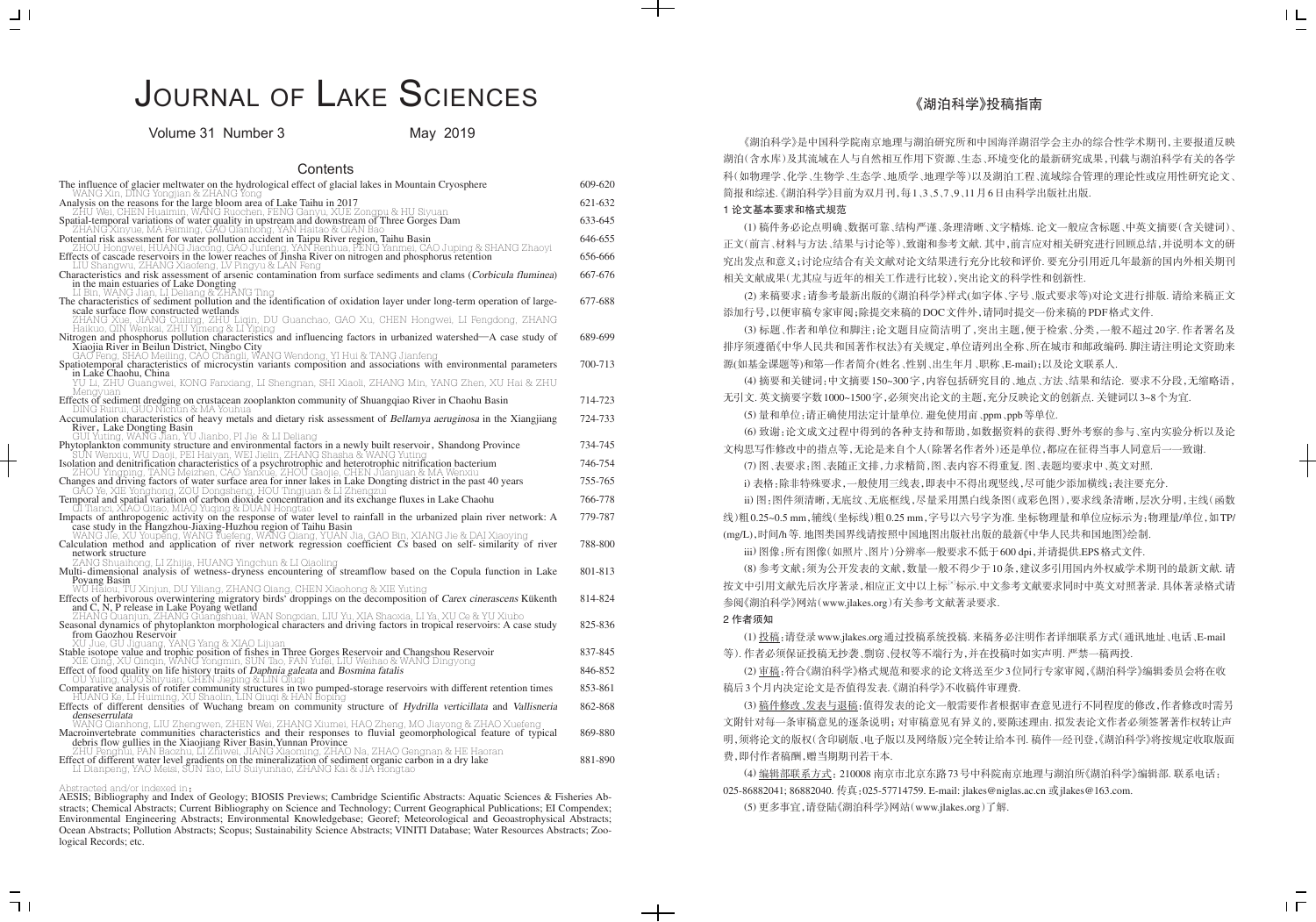# Journal of Lake Sciences

Volume 31 Number 3 May 2019

## Contents

| | |
|---|---|
| The influence of glacier meltwater on the hydrological effect of glacial lakes in Mountain Cryosphere<br>WANG Xin, DING Yongjian & ZHANG Yong | 609-620 |
| Analysis on the reasons for the large bloom area of Lake Taihu in 2017<br>ZHU Wei, CHEN Huaimin, WANG Ruochen, FENG Ganyu, XUE Zongpu & HU Siyuan | 621-632 |
| Spatial-temporal variations of water quality in upstream and downstream of Three Gorges Dam<br>ZHANG Xinyue, MA Peiming, GAO Qianhong, YAN Haitao & QIAN Bao | 633-645 |
| Potential risk assessment for water pollution accident in Taipu River region, Taihu Basin<br>ZHOU Hongwei, HUANG Jiacong, GAO Junfeng, YAN Renhua, PENG Yanmei, CAO Juping & SHANG Zhaoyi | 646-655 |
| Effects of cascade reservoirs in the lower reaches of Jinsha River on nitrogen and phosphorus retention<br>LIU Shangwu, ZHANG Xiaofeng, LV Pingyu & LAN Feng | 656-666 |
| Characteristics and risk assessment of arsenic contamination from surface sediments and clams (*Corbicula fluminea*) in the main estuaries of Lake Dongting<br>LI Bin, WANG Jian, LI Deliang & ZHANG Ting | 667-676 |
| The characteristics of sediment pollution and the identification of oxidation layer under long-term operation of large-scale surface flow constructed wetlands<br>ZHANG Xue, JIANG Cuiling, ZHU Liqin, DU Guanchao, GAO Xu, CHEN Hongwei, LI Fengdong, ZHANG Haikuo, QIN Wenkai, ZHU Yimeng & LI Yiping | 677-688 |
| Nitrogen and phosphorus pollution characteristics and influencing factors in urbanized watershed—A case study of Xiaojia River in Beilun District, Ningbo City<br>GAO Feng, SHAO Meiling, CAO Changli, WANG Wendong, YI Hui & TANG Jianfeng | 689-699 |
| Spatiotemporal characteristics of microcystin variants composition and associations with environmental parameters in Lake Chaohu, China<br>YU Li, ZHU Guangwei, KONG Fanxiang, LI Shengnan, SHI Xiaoli, ZHANG Min, YANG Zhen, XU Hai & ZHU Mengyuan | 700-713 |
| Effects of sediment dredging on crustacean zooplankton community of Shuangqiao River in Chaohu Basin<br>DING Ruirui, GUO Nichun & MA Youhua | 714-723 |
| Accumulation characteristics of heavy metals and dietary risk assessment of *Bellamya aeruginosa* in the Xiangjiang River, Lake Dongting Basin<br>GUI Yuting, WANG Jian, YU Jianbo, PI Jie & LI Deliang | 724-733 |
| Phytoplankton community structure and environmental factors in a newly built reservoir, Shandong Province<br>SUN Wenxiu, WU Daoji, PEI Haiyan, WEI Jielin, ZHANG Shasha & WANG Yuting | 734-745 |
| Isolation and denitrification characteristics of a psychrotrophic and heterotrophic nitrification bacterium<br>ZHOU Yingping, TANG Meizhen, CAO Yanxue, ZHOU Gaojie, CHEN Juanjuan & MA Wenxiu | 746-754 |
| Changes and driving factors of water surface area for inner lakes in Lake Dongting district in the past 40 years<br>GAO Ye, XIE Yonghong, ZOU Dongsheng, HOU Tingjuan & LI Zhengzui | 755-765 |
| Temporal and spatial variation of carbon dioxide concentration and its exchange fluxes in Lake Chaohu<br>QI Tianci, XIAO Qitao, MIAO Yuqing & DUAN Hongtao | 766-778 |
| Impacts of anthropogenic activity on the response of water level to rainfall in the urbanized plain river network: A case study in the Hangzhou-Jiaxing-Huzhou region of Taihu Basin<br>WANG Jie, XU Youpeng, WANG Yuefeng, WANG Qiang, YUAN Jia, GAO Bin, XIANG Jie & DAI Xiaoying | 779-787 |
| Calculation method and application of river network regression coefficient *Cs* based on self-similarity of river network structure<br>ZANG Shuaihong, LI Zhijia, HUANG Yingchun & LI Qiaoling | 788-800 |
| Multi-dimensional analysis of wetness-dryness encountering of streamflow based on the Copula function in Lake Poyang Basin<br>WU Haiou, TU Xinjun, DU Yiliang, ZHANG Qiang, CHEN Xiaohong & XIE Yuting | 801-813 |
| Effects of herbivorous overwintering migratory birds' droppings on the decomposition of *Carex cinerascens* Kükenth and C, N, P release in Lake Poyang wetland<br>ZHANG Quanjun, ZHANG Guangshuai, WAN Songxian, LIU Yu, XIA Shaoxia, LI Ya, XU Ce & YU Xiubo | 814-824 |
| Seasonal dynamics of phytoplankton morphological characters and driving factors in tropical reservoirs: A case study from Gaozhou Reservoir<br>XU Jue, GU Jiguang, YANG Yang & XIAO Lijuan | 825-836 |
| Stable isotope value and trophic position of fishes in Three Gorges Reservoir and Changshou Reservoir<br>XIE Qing, XU Qinqin, WANG Yongmin, SUN Tao, FAN Yufei, LIU Weihao & WANG Dingyong | 837-845 |
| Effect of food quality on life history traits of *Daphnia galeata* and *Bosmina fatalis*<br>OU Yuling, GUO Shiyuan, CHEN Jieping & LIN Qiuqi | 846-852 |
| Comparative analysis of rotifer community structures in two pumped-storage reservoirs with different retention times<br>HUANG Ke, LI Huiming, XU Shaolin, LIN Qiuqi & HAN Boping | 853-861 |
| Effects of different densities of Wuchang bream on community structure of *Hydrilla verticillata* and *Vallisneria denseserrulata*<br>WANG Qianhong, LIU Zhengwen, ZHEN Wei, ZHANG Xiumei, HAO Zheng, MO Jiayong & ZHAO Xuefeng | 862-868 |
| Macroinvertebrate communities characteristics and their responses to fluvial geomorphological feature of typical debris flow gullies in the Xiaojiang River Basin,Yunnan Province<br>ZHU Penghui, PAN Baozhu, LI Zhiwei, JIANG Xiaoming, ZHAO Na, ZHAO Gengnan & HE Haoran | 869-880 |
| Effect of different water level gradients on the mineralization of sediment organic carbon in a dry lake<br>LI Dianpeng, YAO Meisi, SUN Tao, LIU Suiyunhao, ZHANG Kai & JIA Hongtao | 881-890 |

Abstracted and/or indexed in:
AESIS; Bibliography and Index of Geology; BIOSIS Previews; Cambridge Scientific Abstracts: Aquatic Sciences & Fisheries Abstracts; Chemical Abstracts; Current Bibliography on Science and Technology; Current Geographical Publications; EI Compendex; Environmental Engineering Abstracts; Environmental Knowledgebase; Georef; Meteorological and Geoastrophysical Abstracts; Ocean Abstracts; Pollution Abstracts; Scopus; Sustainability Science Abstracts; VINITI Database; Water Resources Abstracts; Zoological Records; etc.

# 《湖泊科学》投稿指南

《湖泊科学》是中国科学院南京地理与湖泊研究所和中国海洋湖沼学会主办的综合性学术期刊,主要报道反映湖泊(含水库)及其流域在人与自然相互作用下资源、生态、环境变化的最新研究成果,刊载与湖泊科学有关的各学科(如物理学、化学、生物学、生态学、地质学、地理学等)以及湖泊工程、流域综合管理的理论性或应用性研究论文、简报和综述.《湖泊科学》目前为双月刊,每1、3、5、7、9、11月6日由科学出版社出版.

## 1 论文基本要求和格式规范

(1) 稿件务必论点明确、数据可靠、结构严谨、条理清晰、文字精炼. 论文一般应含标题、中英文摘要(含关键词)、正文(前言、材料与方法、结果与讨论等)、致谢和参考文献. 其中,前言应对相关研究进行回顾总结,并说明本文的研究出发点和意义;讨论应结合有关文献对论文结果进行充分比较和评价. 要充分引用近几年最新的国内外相关刊相关文献成果(尤其应与近年的相关工作进行比较),突出论文的科学性和创新性.

(2) 来稿要求:请参考最新出版的《湖泊科学》样式(如字体、字号、版式要求等)对论文进行排版. 请给来稿正文添加行号,以便审稿专家审阅;除提交来稿的DOC文件外,请同时提交一份来稿的PDF格式文件.

(3) 标题、作者和单位和脚注:论文题目应简洁明了,突出主题,便于检索、分类,一般不超过20字. 作者署名及排序须遵循《中华人民共和国著作权法》有关规定,单位请列出全称、所在城市和邮政编码. 脚注请注明论文资助来源(如基金课题等)和第一作者简介(姓名、性别、出生年月、职称、E-mail);以及论文联系人.

(4) 摘要和关键词:中文摘要150~300字,内容包括研究目的、地点、方法、结果和结论. 要求不分段,无缩略语,无引文. 英文摘要字数1000~1500字,必须突出论文的主题,充分反映论文的创新点. 关键词以3~8个为宜.

(5) 量和单位:请正确使用法定计量单位. 避免使用亩、ppm、ppb等单位.

(6) 致谢:论文成文过程中得到的各种支持和帮助,如数据资料的获得、野外考察的参与、室内实验分析以及论文构思写作修改中的指点等,无论是来自个人(除署名作者外)还是单位,都应在征得当事人同意后一一致谢.

(7) 图、表要求:图、表随正文排,力求精简,图、表内容不得重复. 图、表题均要求中、英文对照.

i) 表格:除非特殊要求,一般使用三线表,即表中不得出现竖线,尽可能少添加横线;表注要充分.

ii) 图:图件须清晰,无底纹、无底框线,尽量采用黑白线条图(或彩色图),要求线条清晰,层次分明,主线(函数线)粗0.25~0.5 mm,辅线(坐标线)粗0.25 mm,字号以六号字为准. 坐标物理量和单位应标示为:物理量/单位,如TP/(mg/L),时间/h等. 地图类国界线请按照中国地图出版社出版的最新《中华人民共和国地图》绘制.

iii) 图像:所有图像(如照片、图片)分辨率一般要求不低于600 dpi,并请提供EPS格式文件.

(8) 参考文献:须为公开发表的文献,数量一般不得少于10条,建议多引用国内外权威学术期刊的最新文献. 请按文中引用文献先后次序著录,相应正文中以上标"[1]"标示.中文参考文献要求同时中英文对照著录. 具体著录格式请参阅《湖泊科学》网站(www.jlakes.org)有关参考文献著录要求.

## 2 作者须知

(1) 投稿:请登录www.jlakes.org通过投稿系统投稿. 来稿务必注明作者详细联系方式(通讯地址、电话、E-mail等). 作者必须保证投稿无抄袭、剽窃、侵权等不端行为,并在投稿时如实声明. 严禁一稿两投.

(2) 审稿:符合《湖泊科学》格式规范和要求的论文将送至少3位同行专家审阅,《湖泊科学》编辑委员会将在收稿后3个月内决定论文是否值得发表.《湖泊科学》不收稿件审理费.

(3) 稿件修改、发表与退稿:值得发表的论文一般需要作者根据审查意见进行不同程度的修改,作者修改时需另文附针对每一条审稿意见的逐条说明;对审稿意见有异议的,要陈述理由. 拟发表论文作者必须签署著作权转让声明,须将论文的版权(含印刷版、电子版以及网络版)完全转让给本刊. 稿件一经刊登,《湖泊科学》将按规定收取版面费,即付作者稿酬,赠当期期刊若干本.

(4) 编辑部联系方式:210008 南京市北京东路73号中科院南京地理与湖泊所《湖泊科学》编辑部. 联系电话:025-86882041; 86882040. 传真:025-57714759. E-mail: jlakes@niglas.ac.cn 或 jlakes@163.com.

(5) 更多事宜,请登陆《湖泊科学》网站(www.jlakes.org)了解.